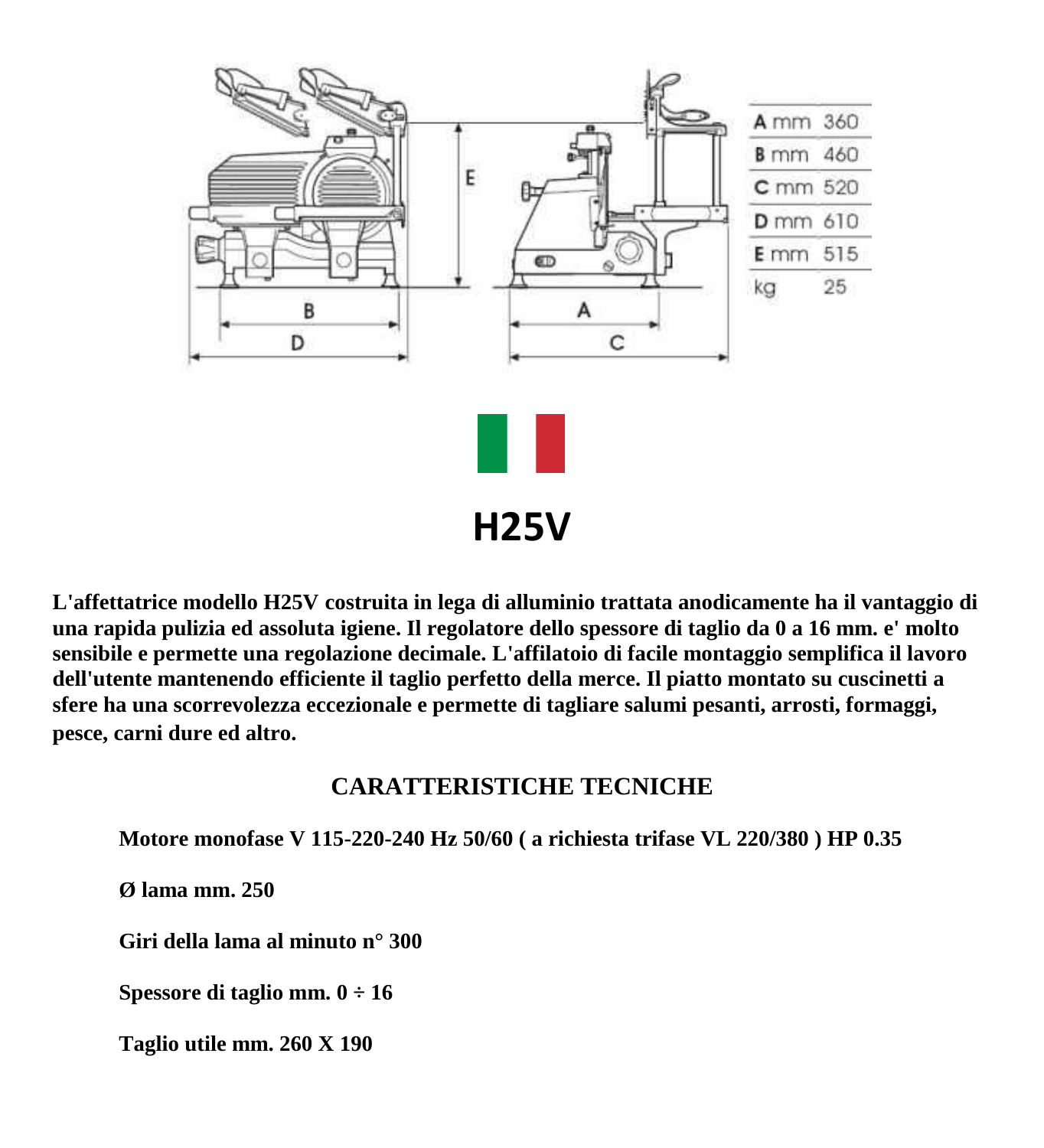| | |
|---|---|
| A mm | 360 |
| B mm | 460 |
| C mm | 520 |
| D mm | 610 |
| E mm | 515 |
| kg | 25 |

# H25V

**L'affettatrice modello H25V costruita in lega di alluminio trattata anodicamente ha il vantaggio di una rapida pulizia ed assoluta igiene. Il regolatore dello spessore di taglio da 0 a 16 mm. e' molto sensibile e permette una regolazione decimale. L'affilatoio di facile montaggio semplifica il lavoro dell'utente mantenendo efficiente il taglio perfetto della merce. Il piatto montato su cuscinetti a sfere ha una scorrevolezza eccezionale e permette di tagliare salumi pesanti, arrosti, formaggi, pesce, carni dure ed altro.**

## CARATTERISTICHE TECNICHE

**Motore monofase V 115-220-240 Hz 50/60 ( a richiesta trifase VL 220/380 ) HP 0.35**

**Ø lama mm. 250**

**Giri della lama al minuto n° 300**

**Spessore di taglio mm. 0 ÷ 16**

**Taglio utile mm. 260 X 190**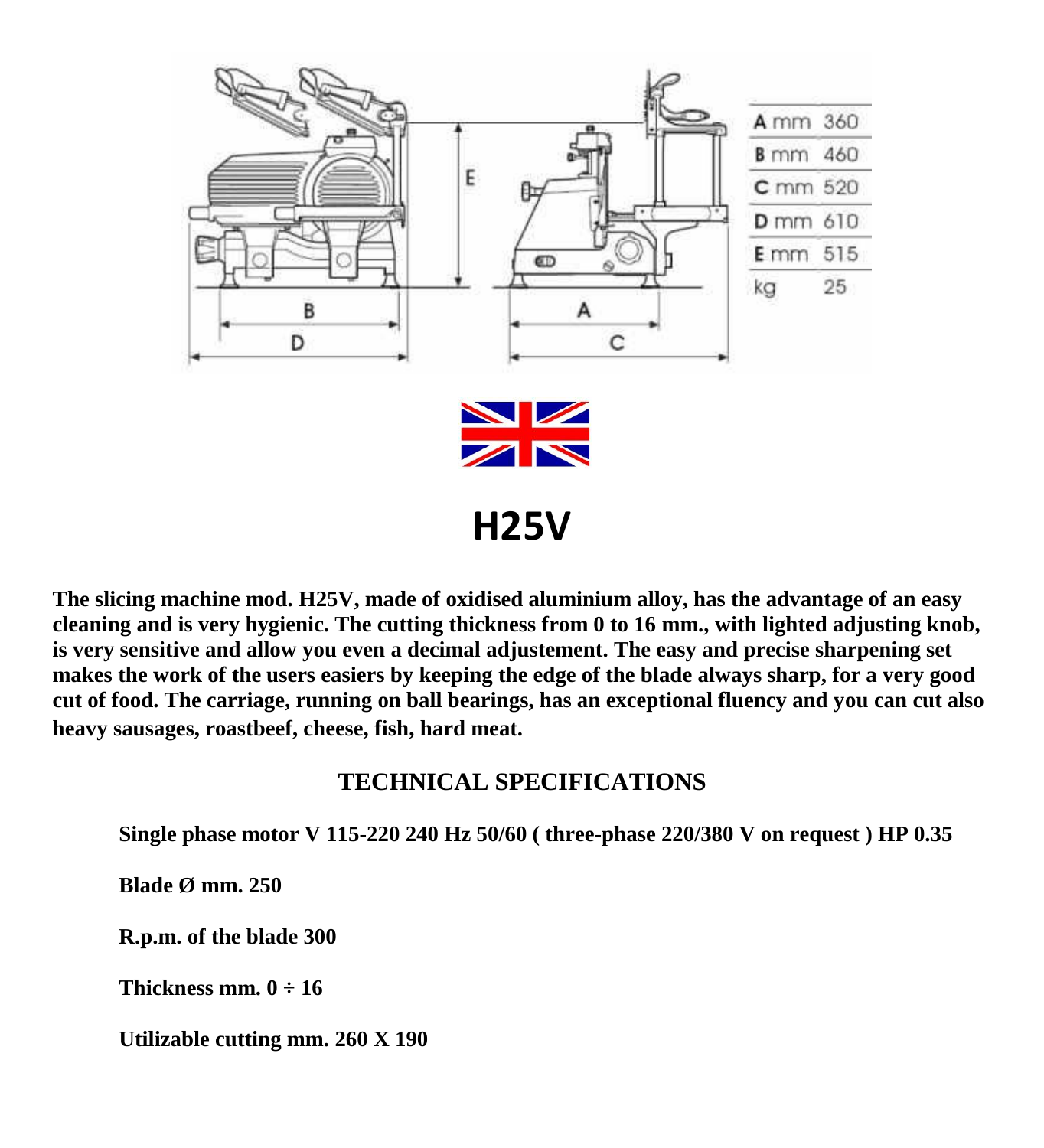| | |
|---|---|
| A mm | 360 |
| B mm | 460 |
| C mm | 520 |
| D mm | 610 |
| E mm | 515 |
| kg | 25 |

# H25V

**The slicing machine mod. H25V, made of oxidised aluminium alloy, has the advantage of an easy cleaning and is very hygienic. The cutting thickness from 0 to 16 mm., with lighted adjusting knob, is very sensitive and allow you even a decimal adjustement. The easy and precise sharpening set makes the work of the users easiers by keeping the edge of the blade always sharp, for a very good cut of food. The carriage, running on ball bearings, has an exceptional fluency and you can cut also heavy sausages, roastbeef, cheese, fish, hard meat.**

## TECHNICAL SPECIFICATIONS

**Single phase motor V 115-220 240 Hz 50/60 ( three-phase 220/380 V on request ) HP 0.35**

**Blade Ø mm. 250**

**R.p.m. of the blade 300**

**Thickness mm. 0 ÷ 16**

**Utilizable cutting mm. 260 X 190**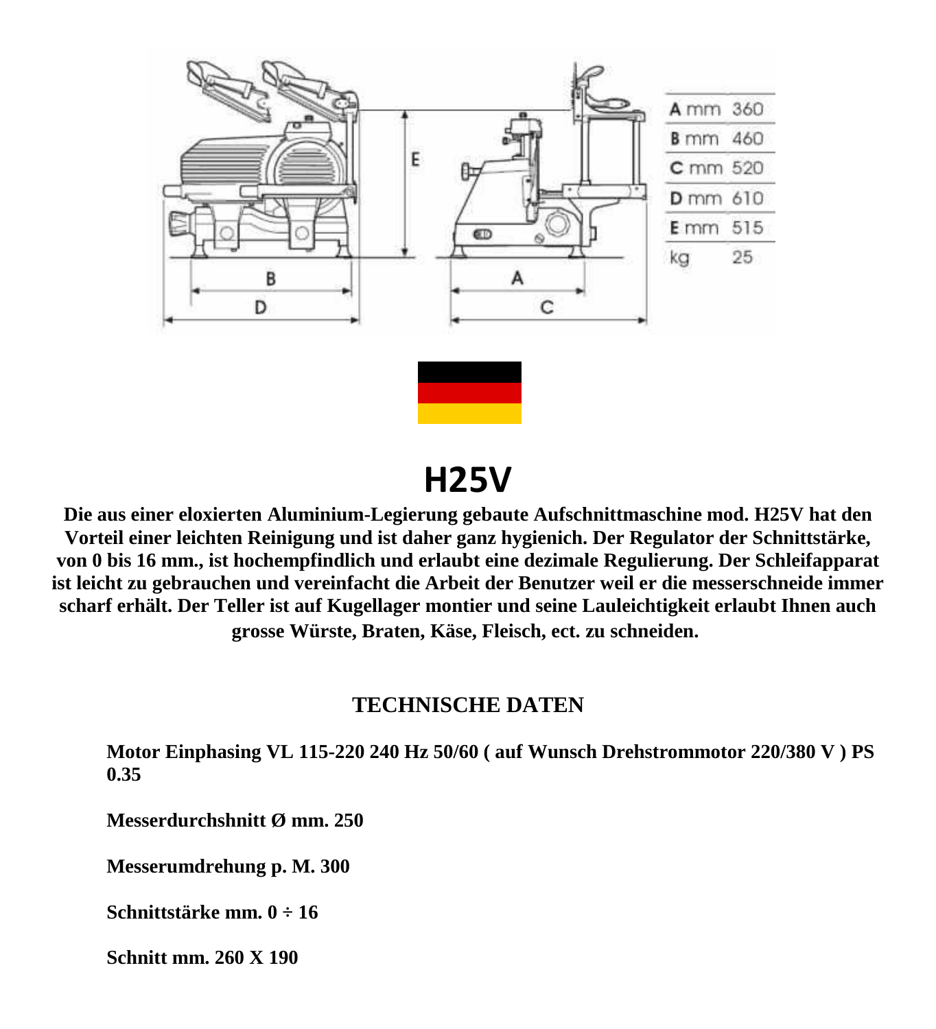| | | |
|---|---|---|
| A | mm | 360 |
| B | mm | 460 |
| C | mm | 520 |
| D | mm | 610 |
| E | mm | 515 |
| kg | | 25 |

# H25V

**Die aus einer eloxierten Aluminium-Legierung gebaute Aufschnittmaschine mod. H25V hat den Vorteil einer leichten Reinigung und ist daher ganz hygienich. Der Regulator der Schnittstärke, von 0 bis 16 mm., ist hochempfindlich und erlaubt eine dezimale Regulierung. Der Schleifapparat ist leicht zu gebrauchen und vereinfacht die Arbeit der Benutzer weil er die messerschneide immer scharf erhält. Der Teller ist auf Kugellager montier und seine Lauleichtigkeit erlaubt Ihnen auch grosse Würste, Braten, Käse, Fleisch, ect. zu schneiden.**

## TECHNISCHE DATEN

**Motor Einphasing VL 115-220 240 Hz 50/60 ( auf Wunsch Drehstrommotor 220/380 V ) PS 0.35**

**Messerdurchshnitt Ø mm. 250**

**Messerumdrehung p. M. 300**

**Schnittstärke mm. 0 ÷ 16**

**Schnitt mm. 260 X 190**